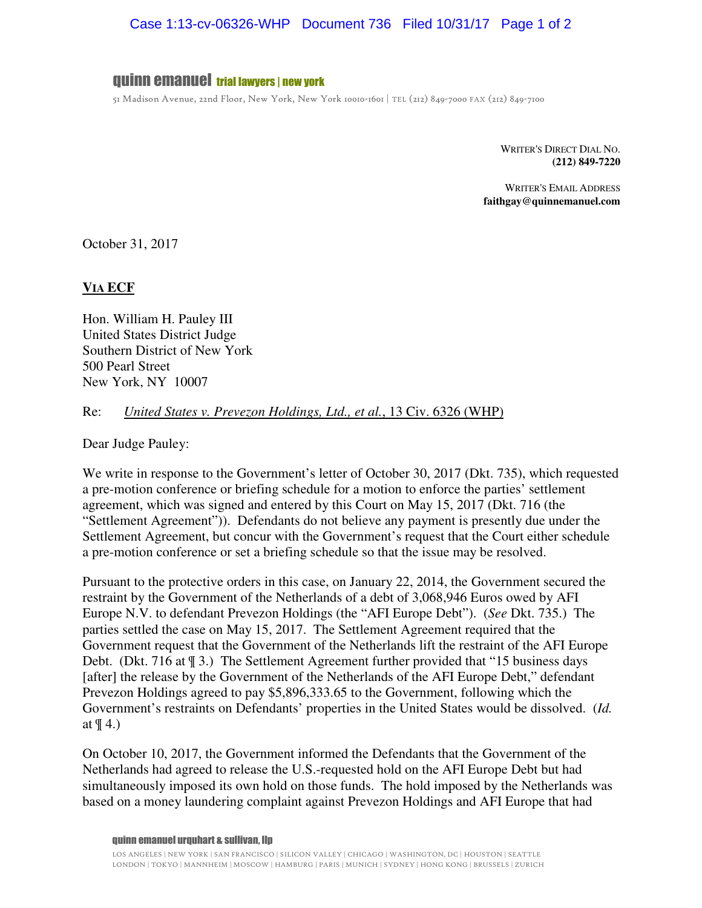quinn emanuel trial lawyers | new york

51 Madison Avenue, 22nd Floor, New York, New York 10010-1601 | TEL (212) 849-7000 FAX (212) 849-7100

WRITER'S DIRECT DIAL NO.
**(212) 849-7220**

WRITER'S EMAIL ADDRESS
**faithgay@quinnemanuel.com**

October 31, 2017

**VIA ECF**

Hon. William H. Pauley III
United States District Judge
Southern District of New York
500 Pearl Street
New York, NY 10007

Re: *United States v. Prevezon Holdings, Ltd., et al.*, 13 Civ. 6326 (WHP)

Dear Judge Pauley:

We write in response to the Government's letter of October 30, 2017 (Dkt. 735), which requested a pre-motion conference or briefing schedule for a motion to enforce the parties' settlement agreement, which was signed and entered by this Court on May 15, 2017 (Dkt. 716 (the "Settlement Agreement")). Defendants do not believe any payment is presently due under the Settlement Agreement, but concur with the Government's request that the Court either schedule a pre-motion conference or set a briefing schedule so that the issue may be resolved.

Pursuant to the protective orders in this case, on January 22, 2014, the Government secured the restraint by the Government of the Netherlands of a debt of 3,068,946 Euros owed by AFI Europe N.V. to defendant Prevezon Holdings (the "AFI Europe Debt"). (*See* Dkt. 735.) The parties settled the case on May 15, 2017. The Settlement Agreement required that the Government request that the Government of the Netherlands lift the restraint of the AFI Europe Debt. (Dkt. 716 at ¶ 3.) The Settlement Agreement further provided that "15 business days [after] the release by the Government of the Netherlands of the AFI Europe Debt," defendant Prevezon Holdings agreed to pay $5,896,333.65 to the Government, following which the Government's restraints on Defendants' properties in the United States would be dissolved. (*Id.* at ¶ 4.)

On October 10, 2017, the Government informed the Defendants that the Government of the Netherlands had agreed to release the U.S.-requested hold on the AFI Europe Debt but had simultaneously imposed its own hold on those funds. The hold imposed by the Netherlands was based on a money laundering complaint against Prevezon Holdings and AFI Europe that had

quinn emanuel urquhart & sullivan, llp

LOS ANGELES | NEW YORK | SAN FRANCISCO | SILICON VALLEY | CHICAGO | WASHINGTON, DC | HOUSTON | SEATTLE
LONDON | TOKYO | MANNHEIM | MOSCOW | HAMBURG | PARIS | MUNICH | SYDNEY | HONG KONG | BRUSSELS | ZURICH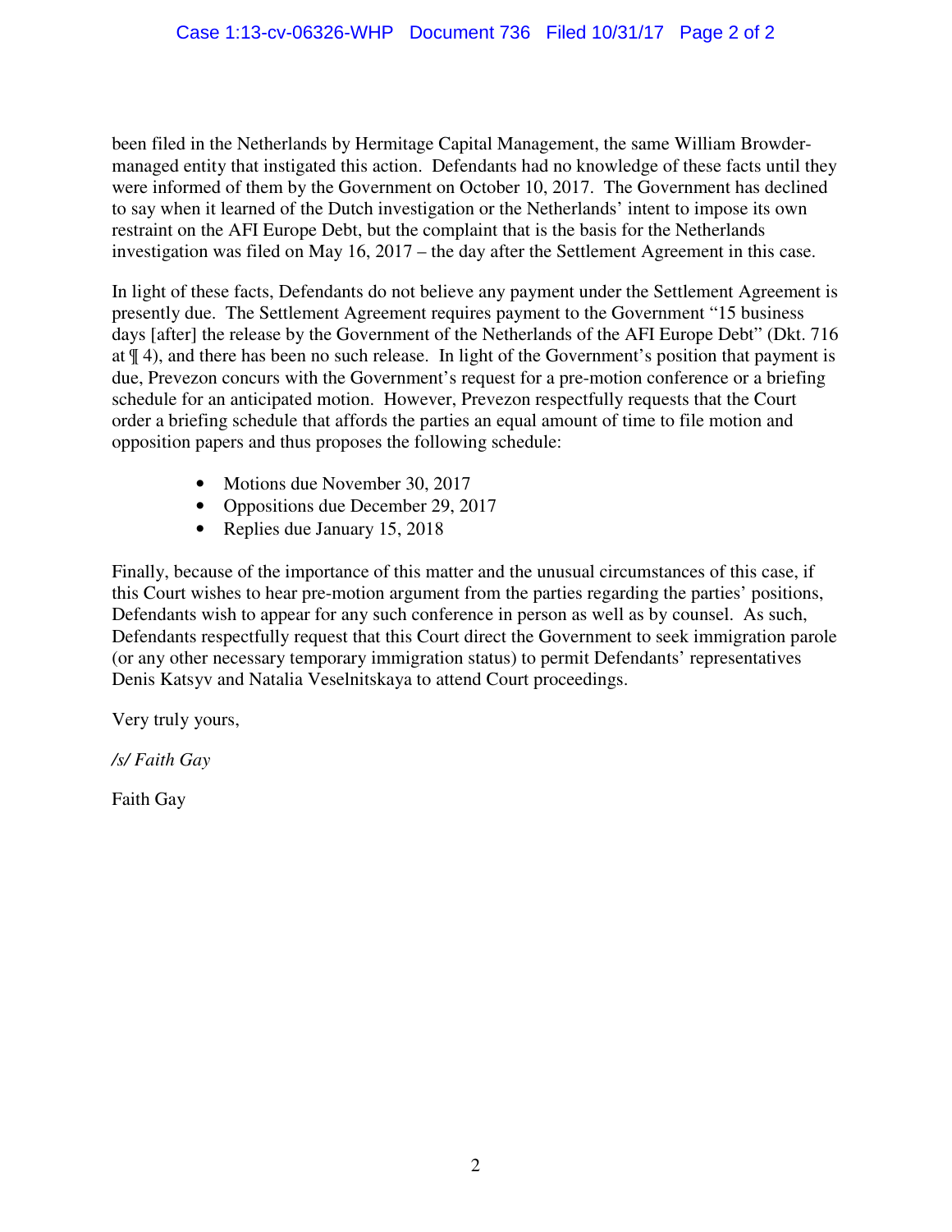been filed in the Netherlands by Hermitage Capital Management, the same William Browder-managed entity that instigated this action. Defendants had no knowledge of these facts until they were informed of them by the Government on October 10, 2017. The Government has declined to say when it learned of the Dutch investigation or the Netherlands' intent to impose its own restraint on the AFI Europe Debt, but the complaint that is the basis for the Netherlands investigation was filed on May 16, 2017 – the day after the Settlement Agreement in this case.

In light of these facts, Defendants do not believe any payment under the Settlement Agreement is presently due. The Settlement Agreement requires payment to the Government "15 business days [after] the release by the Government of the Netherlands of the AFI Europe Debt" (Dkt. 716 at ¶ 4), and there has been no such release. In light of the Government's position that payment is due, Prevezon concurs with the Government's request for a pre-motion conference or a briefing schedule for an anticipated motion. However, Prevezon respectfully requests that the Court order a briefing schedule that affords the parties an equal amount of time to file motion and opposition papers and thus proposes the following schedule:

- Motions due November 30, 2017
- Oppositions due December 29, 2017
- Replies due January 15, 2018

Finally, because of the importance of this matter and the unusual circumstances of this case, if this Court wishes to hear pre-motion argument from the parties regarding the parties' positions, Defendants wish to appear for any such conference in person as well as by counsel. As such, Defendants respectfully request that this Court direct the Government to seek immigration parole (or any other necessary temporary immigration status) to permit Defendants' representatives Denis Katsyv and Natalia Veselnitskaya to attend Court proceedings.

Very truly yours,

*/s/ Faith Gay*

Faith Gay